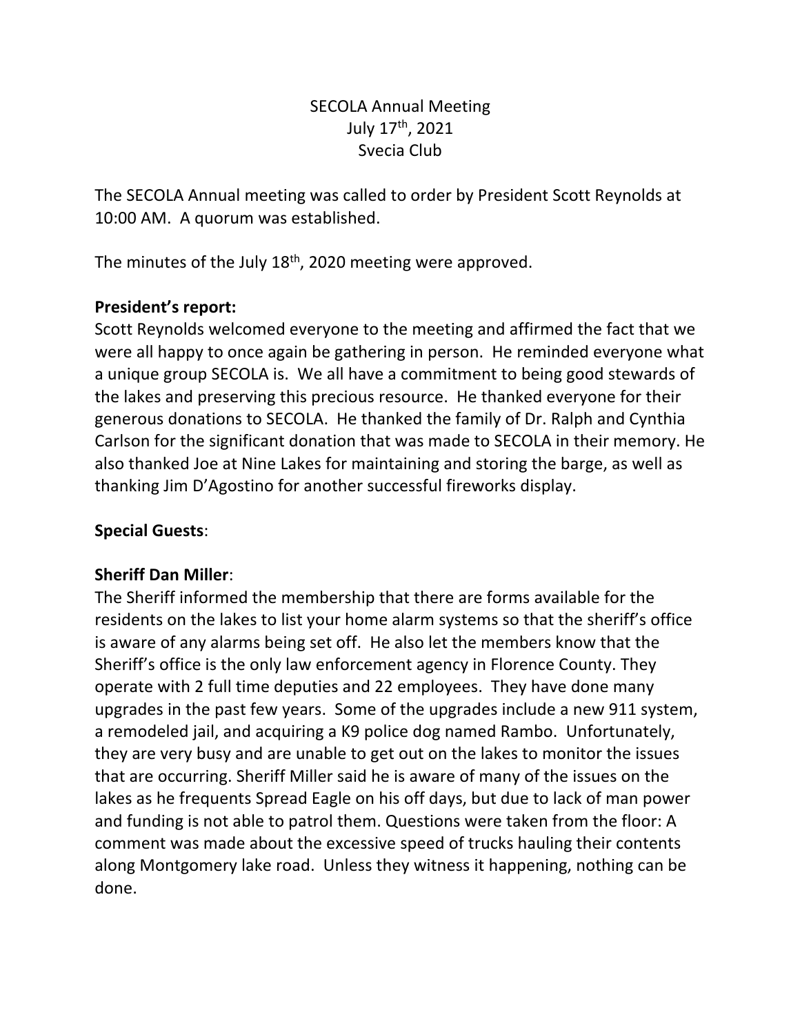SECOLA Annual Meeting
July 17th, 2021
Svecia Club

The SECOLA Annual meeting was called to order by President Scott Reynolds at 10:00 AM. A quorum was established.

The minutes of the July 18th, 2020 meeting were approved.

**President's report:**
Scott Reynolds welcomed everyone to the meeting and affirmed the fact that we were all happy to once again be gathering in person. He reminded everyone what a unique group SECOLA is. We all have a commitment to being good stewards of the lakes and preserving this precious resource. He thanked everyone for their generous donations to SECOLA. He thanked the family of Dr. Ralph and Cynthia Carlson for the significant donation that was made to SECOLA in their memory. He also thanked Joe at Nine Lakes for maintaining and storing the barge, as well as thanking Jim D'Agostino for another successful fireworks display.

**Special Guests**:

**Sheriff Dan Miller**:
The Sheriff informed the membership that there are forms available for the residents on the lakes to list your home alarm systems so that the sheriff's office is aware of any alarms being set off. He also let the members know that the Sheriff's office is the only law enforcement agency in Florence County. They operate with 2 full time deputies and 22 employees. They have done many upgrades in the past few years. Some of the upgrades include a new 911 system, a remodeled jail, and acquiring a K9 police dog named Rambo. Unfortunately, they are very busy and are unable to get out on the lakes to monitor the issues that are occurring. Sheriff Miller said he is aware of many of the issues on the lakes as he frequents Spread Eagle on his off days, but due to lack of man power and funding is not able to patrol them. Questions were taken from the floor: A comment was made about the excessive speed of trucks hauling their contents along Montgomery lake road. Unless they witness it happening, nothing can be done.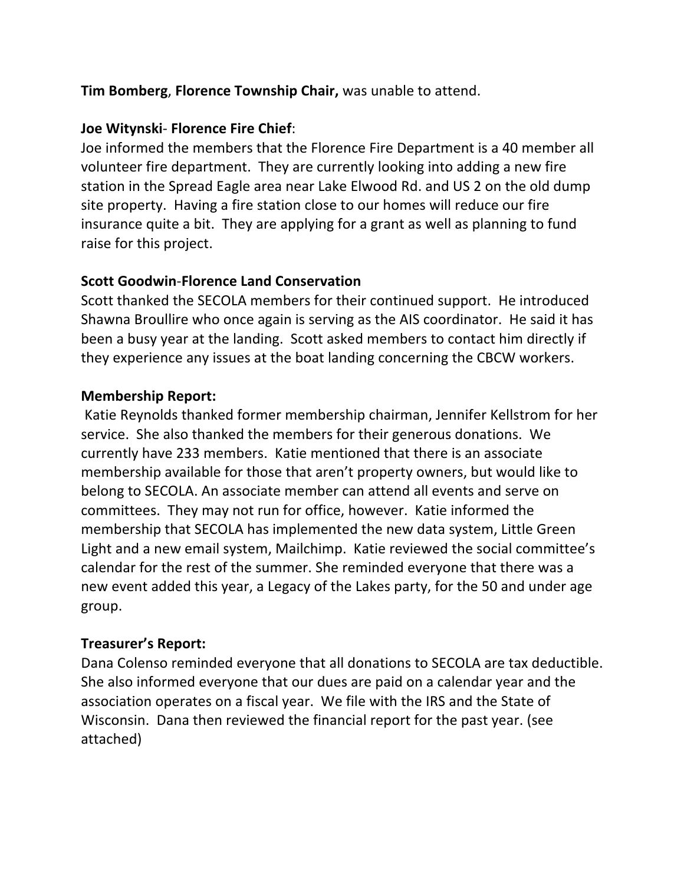**Tim Bomberg**, **Florence Township Chair,** was unable to attend.

**Joe Witynski**- **Florence Fire Chief**:
Joe informed the members that the Florence Fire Department is a 40 member all volunteer fire department. They are currently looking into adding a new fire station in the Spread Eagle area near Lake Elwood Rd. and US 2 on the old dump site property. Having a fire station close to our homes will reduce our fire insurance quite a bit. They are applying for a grant as well as planning to fund raise for this project.

**Scott Goodwin**-**Florence Land Conservation**
Scott thanked the SECOLA members for their continued support. He introduced Shawna Broullire who once again is serving as the AIS coordinator. He said it has been a busy year at the landing. Scott asked members to contact him directly if they experience any issues at the boat landing concerning the CBCW workers.

**Membership Report:**
Katie Reynolds thanked former membership chairman, Jennifer Kellstrom for her service. She also thanked the members for their generous donations. We currently have 233 members. Katie mentioned that there is an associate membership available for those that aren't property owners, but would like to belong to SECOLA. An associate member can attend all events and serve on committees. They may not run for office, however. Katie informed the membership that SECOLA has implemented the new data system, Little Green Light and a new email system, Mailchimp. Katie reviewed the social committee's calendar for the rest of the summer. She reminded everyone that there was a new event added this year, a Legacy of the Lakes party, for the 50 and under age group.

**Treasurer's Report:**
Dana Colenso reminded everyone that all donations to SECOLA are tax deductible. She also informed everyone that our dues are paid on a calendar year and the association operates on a fiscal year. We file with the IRS and the State of Wisconsin. Dana then reviewed the financial report for the past year. (see attached)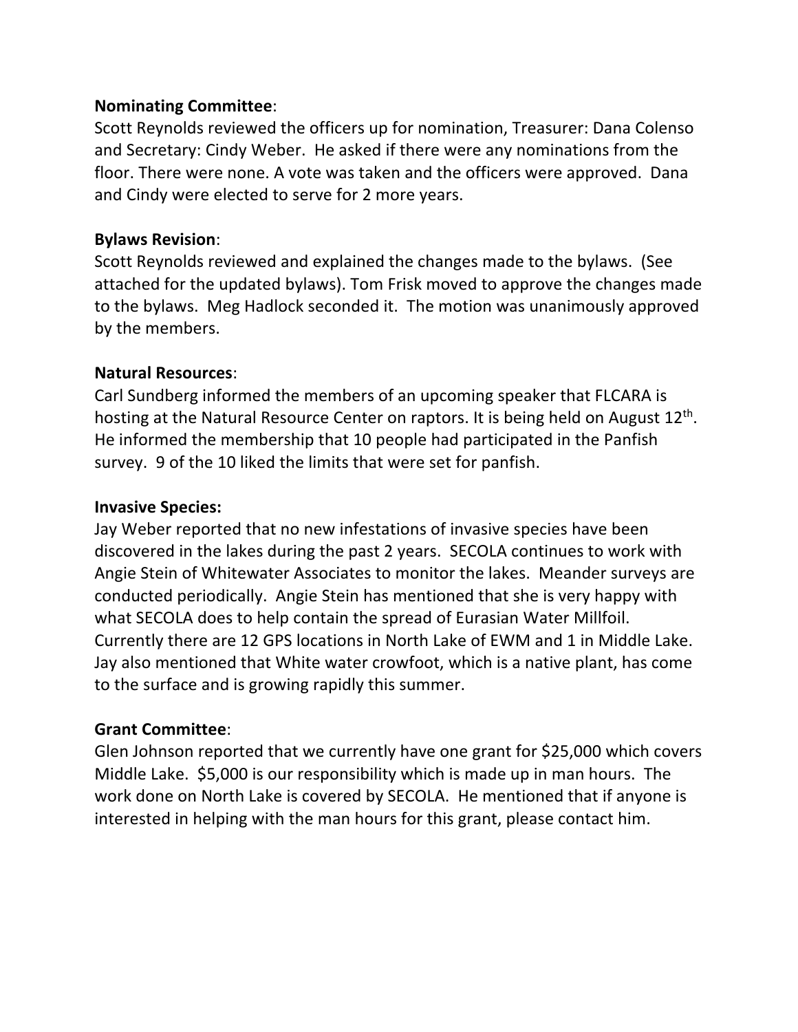**Nominating Committee**:
Scott Reynolds reviewed the officers up for nomination, Treasurer: Dana Colenso and Secretary: Cindy Weber. He asked if there were any nominations from the floor. There were none. A vote was taken and the officers were approved. Dana and Cindy were elected to serve for 2 more years.

**Bylaws Revision**:
Scott Reynolds reviewed and explained the changes made to the bylaws. (See attached for the updated bylaws). Tom Frisk moved to approve the changes made to the bylaws. Meg Hadlock seconded it. The motion was unanimously approved by the members.

**Natural Resources**:
Carl Sundberg informed the members of an upcoming speaker that FLCARA is hosting at the Natural Resource Center on raptors. It is being held on August 12th. He informed the membership that 10 people had participated in the Panfish survey. 9 of the 10 liked the limits that were set for panfish.

**Invasive Species:**
Jay Weber reported that no new infestations of invasive species have been discovered in the lakes during the past 2 years. SECOLA continues to work with Angie Stein of Whitewater Associates to monitor the lakes. Meander surveys are conducted periodically. Angie Stein has mentioned that she is very happy with what SECOLA does to help contain the spread of Eurasian Water Millfoil. Currently there are 12 GPS locations in North Lake of EWM and 1 in Middle Lake. Jay also mentioned that White water crowfoot, which is a native plant, has come to the surface and is growing rapidly this summer.

**Grant Committee**:
Glen Johnson reported that we currently have one grant for $25,000 which covers Middle Lake. $5,000 is our responsibility which is made up in man hours. The work done on North Lake is covered by SECOLA. He mentioned that if anyone is interested in helping with the man hours for this grant, please contact him.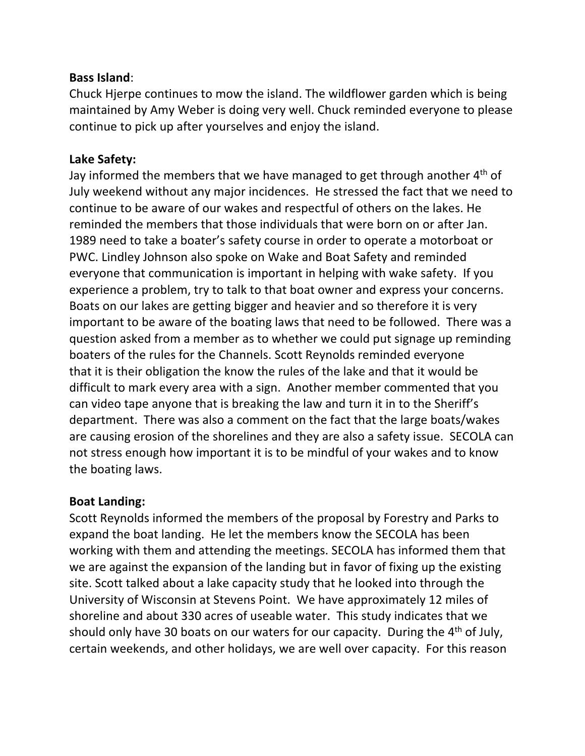**Bass Island**:

Chuck Hjerpe continues to mow the island. The wildflower garden which is being maintained by Amy Weber is doing very well. Chuck reminded everyone to please continue to pick up after yourselves and enjoy the island.

**Lake Safety:**

Jay informed the members that we have managed to get through another 4th of July weekend without any major incidences. He stressed the fact that we need to continue to be aware of our wakes and respectful of others on the lakes. He reminded the members that those individuals that were born on or after Jan. 1989 need to take a boater's safety course in order to operate a motorboat or PWC. Lindley Johnson also spoke on Wake and Boat Safety and reminded everyone that communication is important in helping with wake safety. If you experience a problem, try to talk to that boat owner and express your concerns. Boats on our lakes are getting bigger and heavier and so therefore it is very important to be aware of the boating laws that need to be followed. There was a question asked from a member as to whether we could put signage up reminding boaters of the rules for the Channels. Scott Reynolds reminded everyone that it is their obligation the know the rules of the lake and that it would be difficult to mark every area with a sign. Another member commented that you can video tape anyone that is breaking the law and turn it in to the Sheriff's department. There was also a comment on the fact that the large boats/wakes are causing erosion of the shorelines and they are also a safety issue. SECOLA can not stress enough how important it is to be mindful of your wakes and to know the boating laws.

**Boat Landing:**

Scott Reynolds informed the members of the proposal by Forestry and Parks to expand the boat landing. He let the members know the SECOLA has been working with them and attending the meetings. SECOLA has informed them that we are against the expansion of the landing but in favor of fixing up the existing site. Scott talked about a lake capacity study that he looked into through the University of Wisconsin at Stevens Point. We have approximately 12 miles of shoreline and about 330 acres of useable water. This study indicates that we should only have 30 boats on our waters for our capacity. During the 4th of July, certain weekends, and other holidays, we are well over capacity. For this reason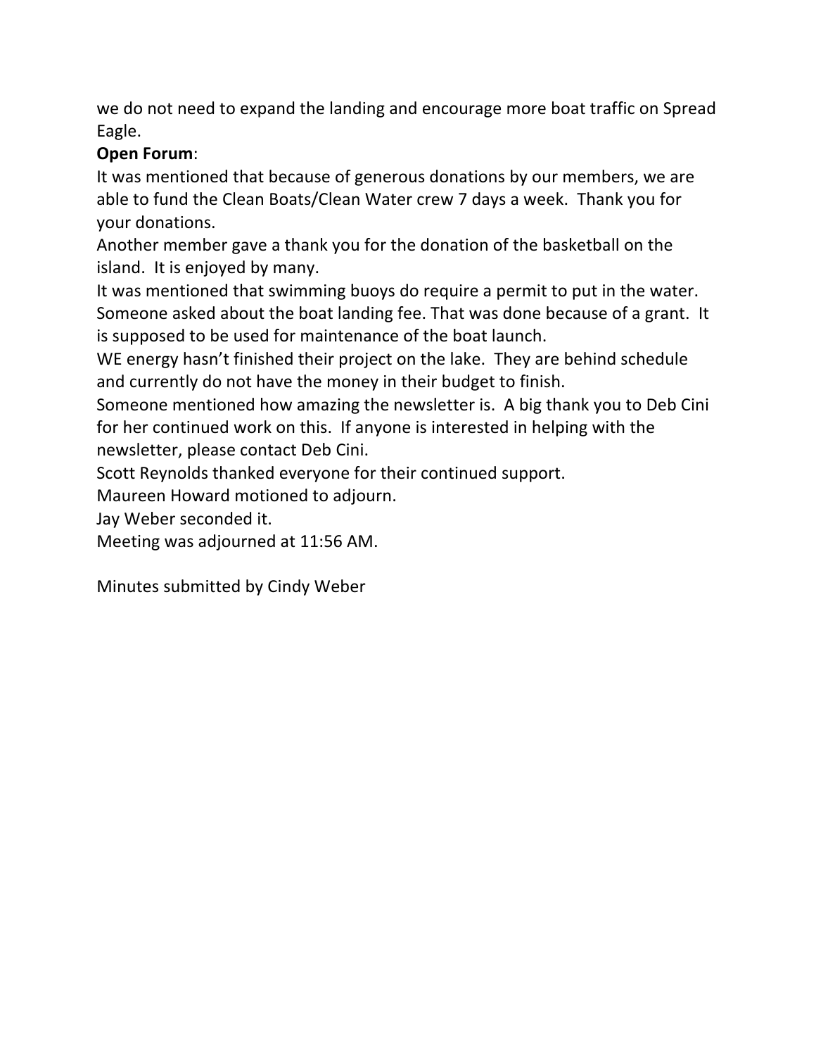we do not need to expand the landing and encourage more boat traffic on Spread Eagle.

**Open Forum**:

It was mentioned that because of generous donations by our members, we are able to fund the Clean Boats/Clean Water crew 7 days a week. Thank you for your donations.

Another member gave a thank you for the donation of the basketball on the island. It is enjoyed by many.

It was mentioned that swimming buoys do require a permit to put in the water.

Someone asked about the boat landing fee. That was done because of a grant. It is supposed to be used for maintenance of the boat launch.

WE energy hasn't finished their project on the lake. They are behind schedule and currently do not have the money in their budget to finish.

Someone mentioned how amazing the newsletter is. A big thank you to Deb Cini for her continued work on this. If anyone is interested in helping with the newsletter, please contact Deb Cini.

Scott Reynolds thanked everyone for their continued support.

Maureen Howard motioned to adjourn.

Jay Weber seconded it.

Meeting was adjourned at 11:56 AM.

Minutes submitted by Cindy Weber